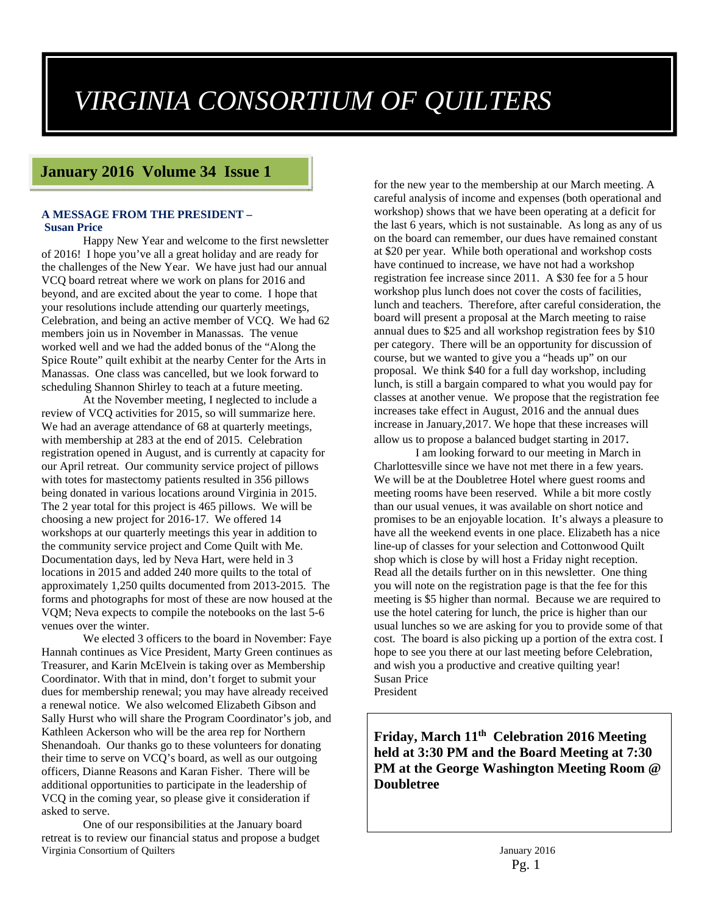# *VIRGINIA CONSORTIUM OF QUILTERS*

**January 2016 Volume 34 Issue 1**

### A MESSAGE FROM THE PRESIDENT – Susan Price

Happy New Year and welcome to the first newsletter of 2016! I hope you've all a great holiday and are ready for the challenges of the New Year. We have just had our annual VCQ board retreat where we work on plans for 2016 and beyond, and are excited about the year to come. I hope that your resolutions include attending our quarterly meetings, Celebration, and being an active member of VCQ. We had 62 members join us in November in Manassas. The venue worked well and we had the added bonus of the "Along the Spice Route" quilt exhibit at the nearby Center for the Arts in Manassas. One class was cancelled, but we look forward to scheduling Shannon Shirley to teach at a future meeting.

At the November meeting, I neglected to include a review of VCQ activities for 2015, so will summarize here. We had an average attendance of 68 at quarterly meetings, with membership at 283 at the end of 2015. Celebration registration opened in August, and is currently at capacity for our April retreat. Our community service project of pillows with totes for mastectomy patients resulted in 356 pillows being donated in various locations around Virginia in 2015. The 2 year total for this project is 465 pillows. We will be choosing a new project for 2016-17. We offered 14 workshops at our quarterly meetings this year in addition to the community service project and Come Quilt with Me. Documentation days, led by Neva Hart, were held in 3 locations in 2015 and added 240 more quilts to the total of approximately 1,250 quilts documented from 2013-2015. The forms and photographs for most of these are now housed at the VQM; Neva expects to compile the notebooks on the last 5-6 venues over the winter.

We elected 3 officers to the board in November: Faye Hannah continues as Vice President, Marty Green continues as Treasurer, and Karin McElvein is taking over as Membership Coordinator. With that in mind, don't forget to submit your dues for membership renewal; you may have already received a renewal notice. We also welcomed Elizabeth Gibson and Sally Hurst who will share the Program Coordinator's job, and Kathleen Ackerson who will be the area rep for Northern Shenandoah. Our thanks go to these volunteers for donating their time to serve on VCQ's board, as well as our outgoing officers, Dianne Reasons and Karan Fisher. There will be additional opportunities to participate in the leadership of VCQ in the coming year, so please give it consideration if asked to serve.

One of our responsibilities at the January board retreat is to review our financial status and propose a budget for the new year to the membership at our March meeting. A careful analysis of income and expenses (both operational and workshop) shows that we have been operating at a deficit for the last 6 years, which is not sustainable. As long as any of us on the board can remember, our dues have remained constant at $20 per year. While both operational and workshop costs have continued to increase, we have not had a workshop registration fee increase since 2011. A $30 fee for a 5 hour workshop plus lunch does not cover the costs of facilities, lunch and teachers. Therefore, after careful consideration, the board will present a proposal at the March meeting to raise annual dues to $25 and all workshop registration fees by $10 per category. There will be an opportunity for discussion of course, but we wanted to give you a "heads up" on our proposal. We think $40 for a full day workshop, including lunch, is still a bargain compared to what you would pay for classes at another venue. We propose that the registration fee increases take effect in August, 2016 and the annual dues increase in January,2017. We hope that these increases will allow us to propose a balanced budget starting in 2017.

I am looking forward to our meeting in March in Charlottesville since we have not met there in a few years. We will be at the Doubletree Hotel where guest rooms and meeting rooms have been reserved. While a bit more costly than our usual venues, it was available on short notice and promises to be an enjoyable location. It's always a pleasure to have all the weekend events in one place. Elizabeth has a nice line-up of classes for your selection and Cottonwood Quilt shop which is close by will host a Friday night reception. Read all the details further on in this newsletter. One thing you will note on the registration page is that the fee for this meeting is $5 higher than normal. Because we are required to use the hotel catering for lunch, the price is higher than our usual lunches so we are asking for you to provide some of that cost. The board is also picking up a portion of the extra cost. I hope to see you there at our last meeting before Celebration, and wish you a productive and creative quilting year!

Susan Price
President

**Friday, March 11th Celebration 2016 Meeting held at 3:30 PM and the Board Meeting at 7:30 PM at the George Washington Meeting Room @ Doubletree**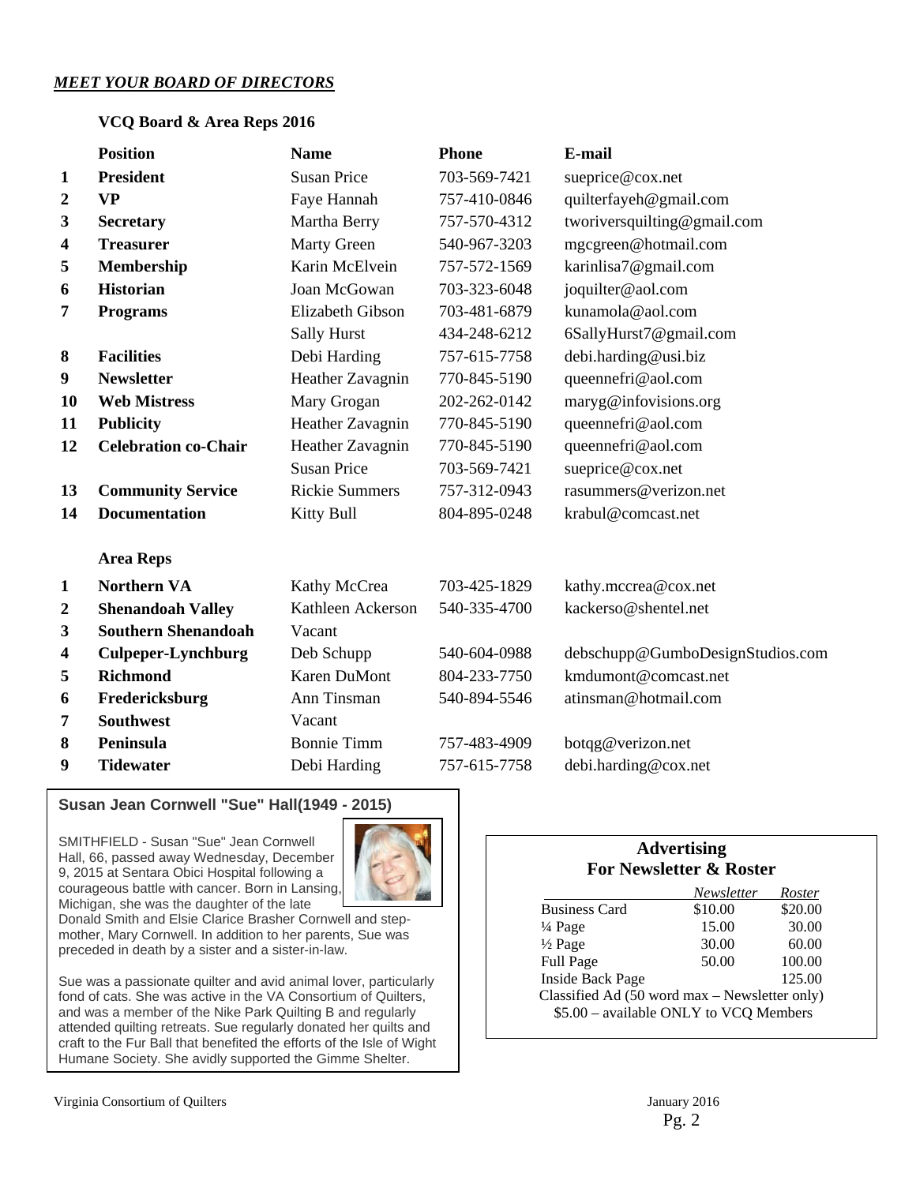## *MEET YOUR BOARD OF DIRECTORS*

### VCQ Board & Area Reps 2016

| | Position | Name | Phone | E-mail |
|---|---|---|---|---|
| 1 | **President** | Susan Price | 703-569-7421 | sueprice@cox.net |
| 2 | **VP** | Faye Hannah | 757-410-0846 | quilterfayeh@gmail.com |
| 3 | **Secretary** | Martha Berry | 757-570-4312 | tworiversquilting@gmail.com |
| 4 | **Treasurer** | Marty Green | 540-967-3203 | mgcgreen@hotmail.com |
| 5 | **Membership** | Karin McElvein | 757-572-1569 | karinlisa7@gmail.com |
| 6 | **Historian** | Joan McGowan | 703-323-6048 | joquilter@aol.com |
| 7 | **Programs** | Elizabeth Gibson | 703-481-6879 | kunamola@aol.com |
| | | Sally Hurst | 434-248-6212 | 6SallyHurst7@gmail.com |
| 8 | **Facilities** | Debi Harding | 757-615-7758 | debi.harding@usi.biz |
| 9 | **Newsletter** | Heather Zavagnin | 770-845-5190 | queennefri@aol.com |
| 10 | **Web Mistress** | Mary Grogan | 202-262-0142 | maryg@infovisions.org |
| 11 | **Publicity** | Heather Zavagnin | 770-845-5190 | queennefri@aol.com |
| 12 | **Celebration co-Chair** | Heather Zavagnin | 770-845-5190 | queennefri@aol.com |
| | | Susan Price | 703-569-7421 | sueprice@cox.net |
| 13 | **Community Service** | Rickie Summers | 757-312-0943 | rasummers@verizon.net |
| 14 | **Documentation** | Kitty Bull | 804-895-0248 | krabul@comcast.net |

### Area Reps

| | Area | Name | Phone | E-mail |
|---|---|---|---|---|
| 1 | **Northern VA** | Kathy McCrea | 703-425-1829 | kathy.mccrea@cox.net |
| 2 | **Shenandoah Valley** | Kathleen Ackerson | 540-335-4700 | kackerso@shentel.net |
| 3 | **Southern Shenandoah** | Vacant | | |
| 4 | **Culpeper-Lynchburg** | Deb Schupp | 540-604-0988 | debschupp@GumboDesignStudios.com |
| 5 | **Richmond** | Karen DuMont | 804-233-7750 | kmdumont@comcast.net |
| 6 | **Fredericksburg** | Ann Tinsman | 540-894-5546 | atinsman@hotmail.com |
| 7 | **Southwest** | Vacant | | |
| 8 | **Peninsula** | Bonnie Timm | 757-483-4909 | botqg@verizon.net |
| 9 | **Tidewater** | Debi Harding | 757-615-7758 | debi.harding@cox.net |

### Susan Jean Cornwell "Sue" Hall(1949 - 2015)

SMITHFIELD - Susan "Sue" Jean Cornwell Hall, 66, passed away Wednesday, December 9, 2015 at Sentara Obici Hospital following a courageous battle with cancer. Born in Lansing, Michigan, she was the daughter of the late Donald Smith and Elsie Clarice Brasher Cornwell and step-mother, Mary Cornwell. In addition to her parents, Sue was preceded in death by a sister and a sister-in-law.

Sue was a passionate quilter and avid animal lover, particularly fond of cats. She was active in the VA Consortium of Quilters, and was a member of the Nike Park Quilting B and regularly attended quilting retreats. Sue regularly donated her quilts and craft to the Fur Ball that benefited the efforts of the Isle of Wight Humane Society. She avidly supported the Gimme Shelter.

### Advertising For Newsletter & Roster

| | *Newsletter* | *Roster* |
|---|---|---|
| Business Card | $10.00 | $20.00 |
| ¼ Page | 15.00 | 30.00 |
| ½ Page | 30.00 | 60.00 |
| Full Page | 50.00 | 100.00 |
| Inside Back Page | | 125.00 |

Classified Ad (50 word max – Newsletter only)
$5.00 – available ONLY to VCQ Members

Virginia Consortium of Quilters — January 2016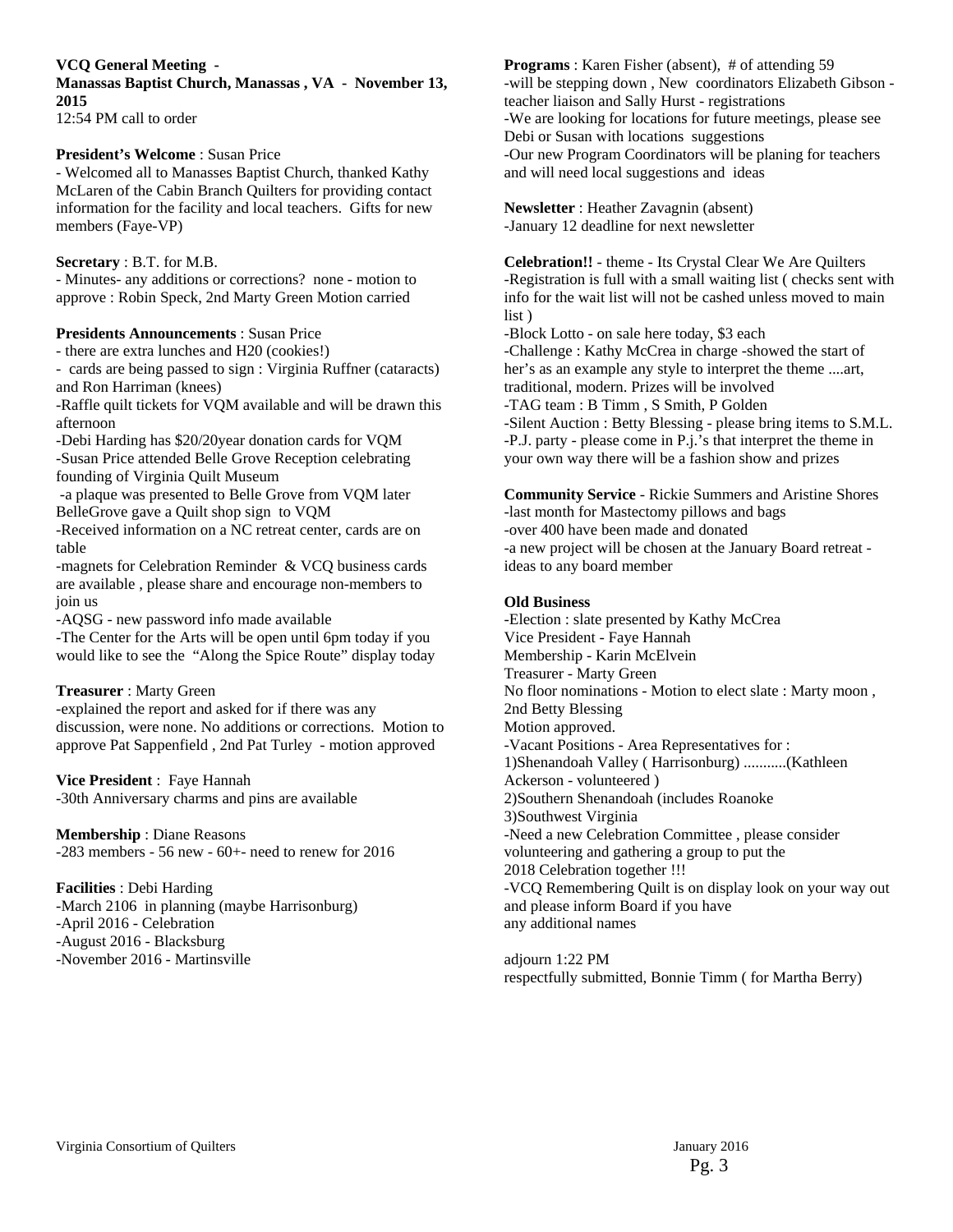**VCQ General Meeting -**
**Manassas Baptist Church, Manassas , VA - November 13, 2015**
12:54 PM call to order

**President's Welcome** : Susan Price
- Welcomed all to Manasses Baptist Church, thanked Kathy McLaren of the Cabin Branch Quilters for providing contact information for the facility and local teachers. Gifts for new members (Faye-VP)

**Secretary** : B.T. for M.B.
- Minutes- any additions or corrections? none - motion to approve : Robin Speck, 2nd Marty Green Motion carried

**Presidents Announcements** : Susan Price
- there are extra lunches and H20 (cookies!)
- cards are being passed to sign : Virginia Ruffner (cataracts) and Ron Harriman (knees)
-Raffle quilt tickets for VQM available and will be drawn this afternoon
-Debi Harding has $20/20year donation cards for VQM
-Susan Price attended Belle Grove Reception celebrating founding of Virginia Quilt Museum
-a plaque was presented to Belle Grove from VQM later BelleGrove gave a Quilt shop sign to VQM
-Received information on a NC retreat center, cards are on table
-magnets for Celebration Reminder & VCQ business cards are available , please share and encourage non-members to join us
-AQSG - new password info made available
-The Center for the Arts will be open until 6pm today if you would like to see the "Along the Spice Route" display today

**Treasurer** : Marty Green
-explained the report and asked for if there was any discussion, were none. No additions or corrections. Motion to approve Pat Sappenfield , 2nd Pat Turley - motion approved

**Vice President** : Faye Hannah
-30th Anniversary charms and pins are available

**Membership** : Diane Reasons
-283 members - 56 new - 60+- need to renew for 2016

**Facilities** : Debi Harding
-March 2106 in planning (maybe Harrisonburg)
-April 2016 - Celebration
-August 2016 - Blacksburg
-November 2016 - Martinsville

**Programs** : Karen Fisher (absent), # of attending 59
-will be stepping down , New coordinators Elizabeth Gibson - teacher liaison and Sally Hurst - registrations
-We are looking for locations for future meetings, please see Debi or Susan with locations suggestions
-Our new Program Coordinators will be planing for teachers and will need local suggestions and ideas

**Newsletter** : Heather Zavagnin (absent)
-January 12 deadline for next newsletter

**Celebration!!** - theme - Its Crystal Clear We Are Quilters
-Registration is full with a small waiting list ( checks sent with info for the wait list will not be cashed unless moved to main list )
-Block Lotto - on sale here today, $3 each
-Challenge : Kathy McCrea in charge -showed the start of her's as an example any style to interpret the theme ....art, traditional, modern. Prizes will be involved
-TAG team : B Timm , S Smith, P Golden
-Silent Auction : Betty Blessing - please bring items to S.M.L.
-P.J. party - please come in P.j.'s that interpret the theme in your own way there will be a fashion show and prizes

**Community Service** - Rickie Summers and Aristine Shores
-last month for Mastectomy pillows and bags
-over 400 have been made and donated
-a new project will be chosen at the January Board retreat - ideas to any board member

**Old Business**
-Election : slate presented by Kathy McCrea
Vice President - Faye Hannah
Membership - Karin McElvein
Treasurer - Marty Green
No floor nominations - Motion to elect slate : Marty moon , 2nd Betty Blessing
Motion approved.
-Vacant Positions - Area Representatives for :
1)Shenandoah Valley ( Harrisonburg) ...........(Kathleen Ackerson - volunteered )
2)Southern Shenandoah (includes Roanoke
3)Southwest Virginia
-Need a new Celebration Committee , please consider volunteering and gathering a group to put the 2018 Celebration together !!!
-VCQ Remembering Quilt is on display look on your way out and please inform Board if you have any additional names

adjourn 1:22 PM
respectfully submitted, Bonnie Timm ( for Martha Berry)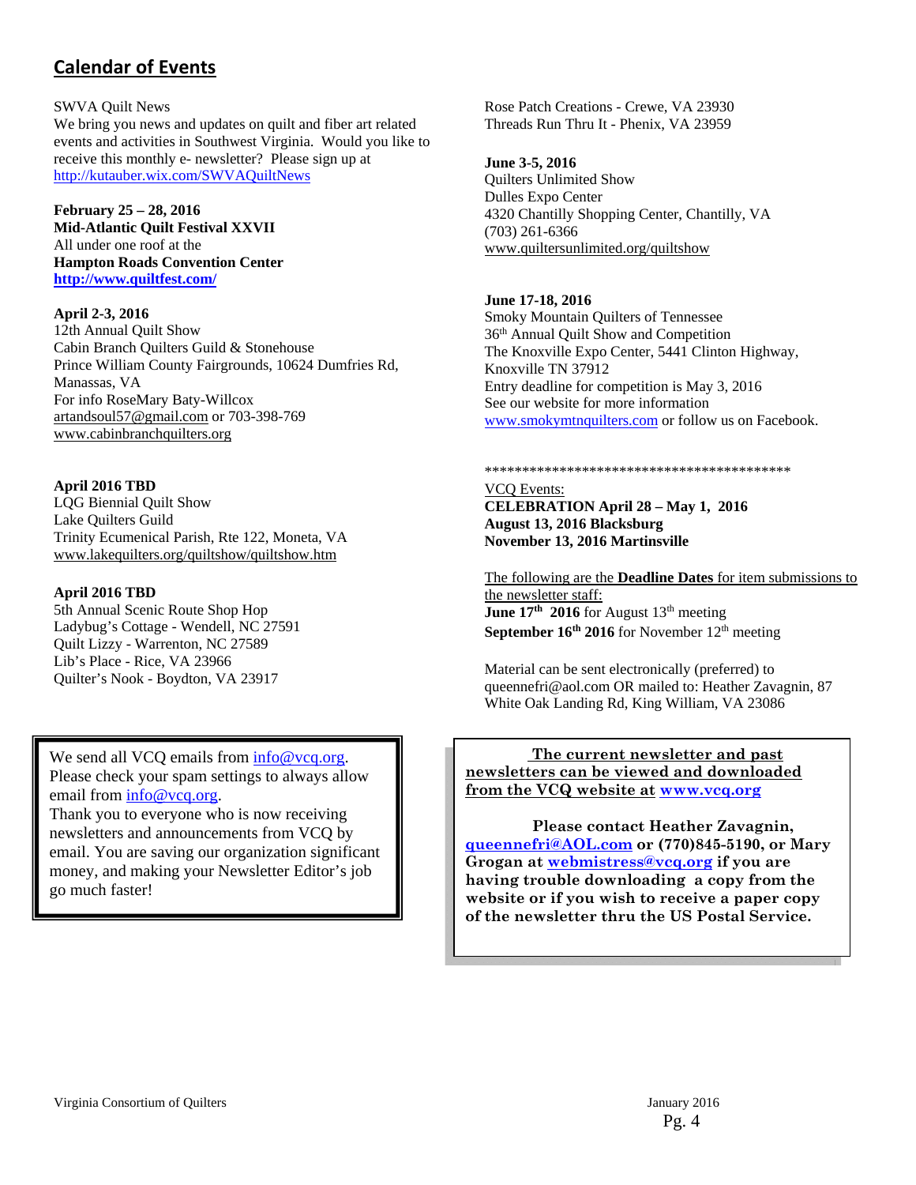## Calendar of Events

SWVA Quilt News
We bring you news and updates on quilt and fiber art related events and activities in Southwest Virginia. Would you like to receive this monthly e- newsletter? Please sign up at http://kutauber.wix.com/SWVAQuiltNews

**February 25 – 28, 2016**
**Mid-Atlantic Quilt Festival XXVII**
All under one roof at the
**Hampton Roads Convention Center**
**http://www.quiltfest.com/**

**April 2-3, 2016**
12th Annual Quilt Show
Cabin Branch Quilters Guild & Stonehouse
Prince William County Fairgrounds, 10624 Dumfries Rd, Manassas, VA
For info RoseMary Baty-Willcox
artandsoul57@gmail.com or 703-398-769
www.cabinbranchquilters.org

**April 2016 TBD**
LQG Biennial Quilt Show
Lake Quilters Guild
Trinity Ecumenical Parish, Rte 122, Moneta, VA
www.lakequilters.org/quiltshow/quiltshow.htm

**April 2016 TBD**
5th Annual Scenic Route Shop Hop
Ladybug's Cottage - Wendell, NC 27591
Quilt Lizzy - Warrenton, NC 27589
Lib's Place - Rice, VA 23966
Quilter's Nook - Boydton, VA 23917
Rose Patch Creations - Crewe, VA 23930
Threads Run Thru It - Phenix, VA 23959

**June 3-5, 2016**
Quilters Unlimited Show
Dulles Expo Center
4320 Chantilly Shopping Center, Chantilly, VA
(703) 261-6366
www.quiltersunlimited.org/quiltshow

**June 17-18, 2016**
Smoky Mountain Quilters of Tennessee
36th Annual Quilt Show and Competition
The Knoxville Expo Center, 5441 Clinton Highway, Knoxville TN 37912
Entry deadline for competition is May 3, 2016
See our website for more information
www.smokymtnquilters.com or follow us on Facebook.

******************************************

VCQ Events:
**CELEBRATION April 28 – May 1, 2016**
**August 13, 2016 Blacksburg**
**November 13, 2016 Martinsville**

The following are the **Deadline Dates** for item submissions to the newsletter staff:
**June 17th 2016** for August 13th meeting
**September 16th 2016** for November 12th meeting

Material can be sent electronically (preferred) to queennefri@aol.com OR mailed to: Heather Zavagnin, 87 White Oak Landing Rd, King William, VA 23086

We send all VCQ emails from info@vcq.org. Please check your spam settings to always allow email from info@vcq.org.
Thank you to everyone who is now receiving newsletters and announcements from VCQ by email. You are saving our organization significant money, and making your Newsletter Editor's job go much faster!

**The current newsletter and past newsletters can be viewed and downloaded from the VCQ website at www.vcq.org**

**Please contact Heather Zavagnin, queennefri@AOL.com or (770)845-5190, or Mary Grogan at webmistress@vcq.org if you are having trouble downloading a copy from the website or if you wish to receive a paper copy of the newsletter thru the US Postal Service.**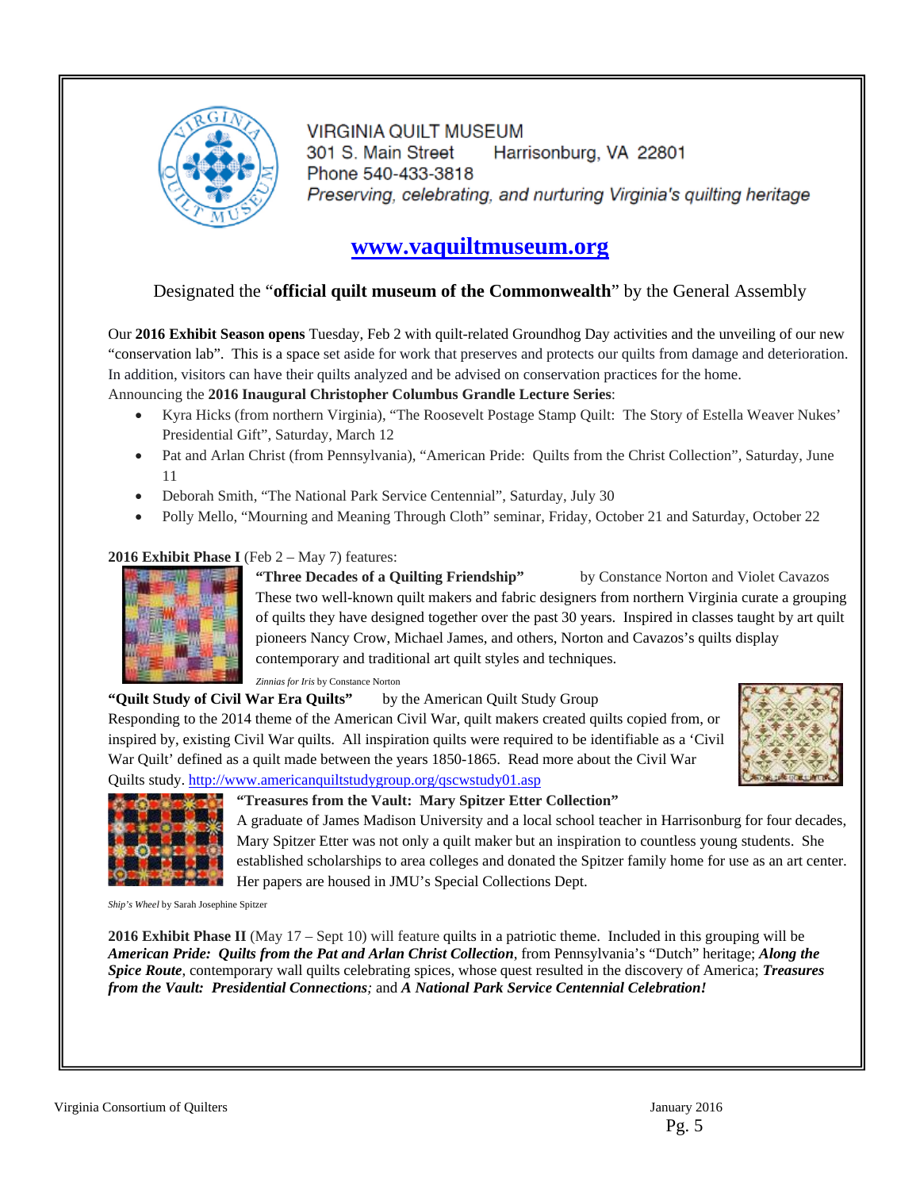VIRGINIA QUILT MUSEUM
301 S. Main Street Harrisonburg, VA 22801
Phone 540-433-3818
*Preserving, celebrating, and nurturing Virginia's quilting heritage*

**[www.vaquiltmuseum.org](http://www.vaquiltmuseum.org)**

Designated the "**official quilt museum of the Commonwealth**" by the General Assembly

Our **2016 Exhibit Season opens** Tuesday, Feb 2 with quilt-related Groundhog Day activities and the unveiling of our new "conservation lab". This is a space set aside for work that preserves and protects our quilts from damage and deterioration. In addition, visitors can have their quilts analyzed and be advised on conservation practices for the home.
Announcing the **2016 Inaugural Christopher Columbus Grandle Lecture Series**:

- Kyra Hicks (from northern Virginia), "The Roosevelt Postage Stamp Quilt: The Story of Estella Weaver Nukes' Presidential Gift", Saturday, March 12
- Pat and Arlan Christ (from Pennsylvania), "American Pride: Quilts from the Christ Collection", Saturday, June 11
- Deborah Smith, "The National Park Service Centennial", Saturday, July 30
- Polly Mello, "Mourning and Meaning Through Cloth" seminar, Friday, October 21 and Saturday, October 22

**2016 Exhibit Phase I** (Feb 2 – May 7) features:

**"Three Decades of a Quilting Friendship"** by Constance Norton and Violet Cavazos
These two well-known quilt makers and fabric designers from northern Virginia curate a grouping of quilts they have designed together over the past 30 years. Inspired in classes taught by art quilt pioneers Nancy Crow, Michael James, and others, Norton and Cavazos's quilts display contemporary and traditional art quilt styles and techniques.

*Zinnias for Iris* by Constance Norton

**"Quilt Study of Civil War Era Quilts"** by the American Quilt Study Group
Responding to the 2014 theme of the American Civil War, quilt makers created quilts copied from, or inspired by, existing Civil War quilts. All inspiration quilts were required to be identifiable as a 'Civil War Quilt' defined as a quilt made between the years 1850-1865. Read more about the Civil War Quilts study. http://www.americanquiltstudygroup.org/qscwstudy01.asp

**"Treasures from the Vault: Mary Spitzer Etter Collection"**
A graduate of James Madison University and a local school teacher in Harrisonburg for four decades, Mary Spitzer Etter was not only a quilt maker but an inspiration to countless young students. She established scholarships to area colleges and donated the Spitzer family home for use as an art center. Her papers are housed in JMU's Special Collections Dept.

*Ship's Wheel* by Sarah Josephine Spitzer

**2016 Exhibit Phase II** (May 17 – Sept 10) will feature quilts in a patriotic theme. Included in this grouping will be ***American Pride: Quilts from the Pat and Arlan Christ Collection***, from Pennsylvania's "Dutch" heritage; ***Along the Spice Route***, contemporary wall quilts celebrating spices, whose quest resulted in the discovery of America; ***Treasures from the Vault: Presidential Connections***; and ***A National Park Service Centennial Celebration!***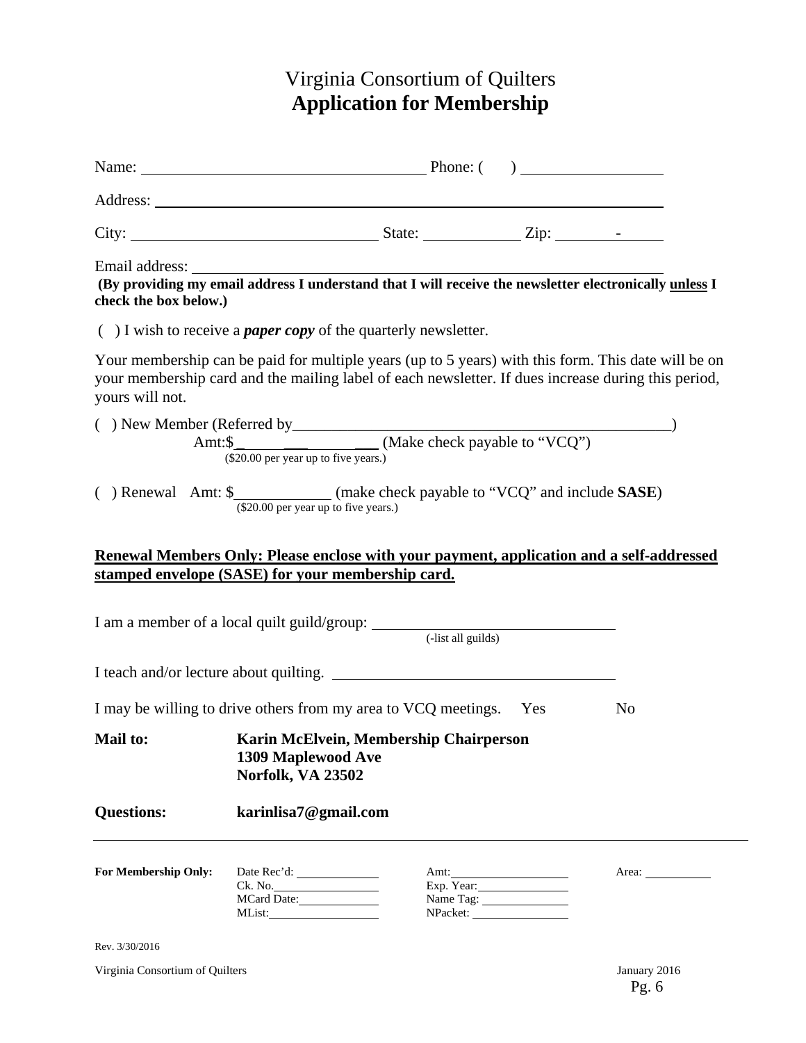# Virginia Consortium of Quilters
## Application for Membership

Name: ______________________________ Phone: ( ) ______________

Address: ______________________________________________________

City: __________________________ State: __________ Zip: ______-_____

Email address: ______________________________________________________

**(By providing my email address I understand that I will receive the newsletter electronically unless I check the box below.)**

( ) I wish to receive a ***paper copy*** of the quarterly newsletter.

Your membership can be paid for multiple years (up to 5 years) with this form. This date will be on your membership card and the mailing label of each newsletter. If dues increase during this period, yours will not.

( ) New Member (Referred by_______________________________________________)
Amt:$______________ (Make check payable to "VCQ")
($20.00 per year up to five years.)

( ) Renewal Amt: $____________ (make check payable to "VCQ" and include **SASE**)
($20.00 per year up to five years.)

**Renewal Members Only: Please enclose with your payment, application and a self-addressed stamped envelope (SASE) for your membership card.**

I am a member of a local quilt guild/group: ______________________________
(-list all guilds)

I teach and/or lecture about quilting. ______________________________

I may be willing to drive others from my area to VCQ meetings. Yes No

**Mail to:** **Karin McElvein, Membership Chairperson**
**1309 Maplewood Ave**
**Norfolk, VA 23502**

**Questions:** **karinlisa7@gmail.com**

---

| **For Membership Only:** | Date Rec'd: ________ | Amt: ________ | Area: ________ |
|---|---|---|---|
| | Ck. No. ________ | Exp. Year: ________ | |
| | MCard Date: ________ | Name Tag: ________ | |
| | MList: ________ | NPacket: ________ | |

Rev. 3/30/2016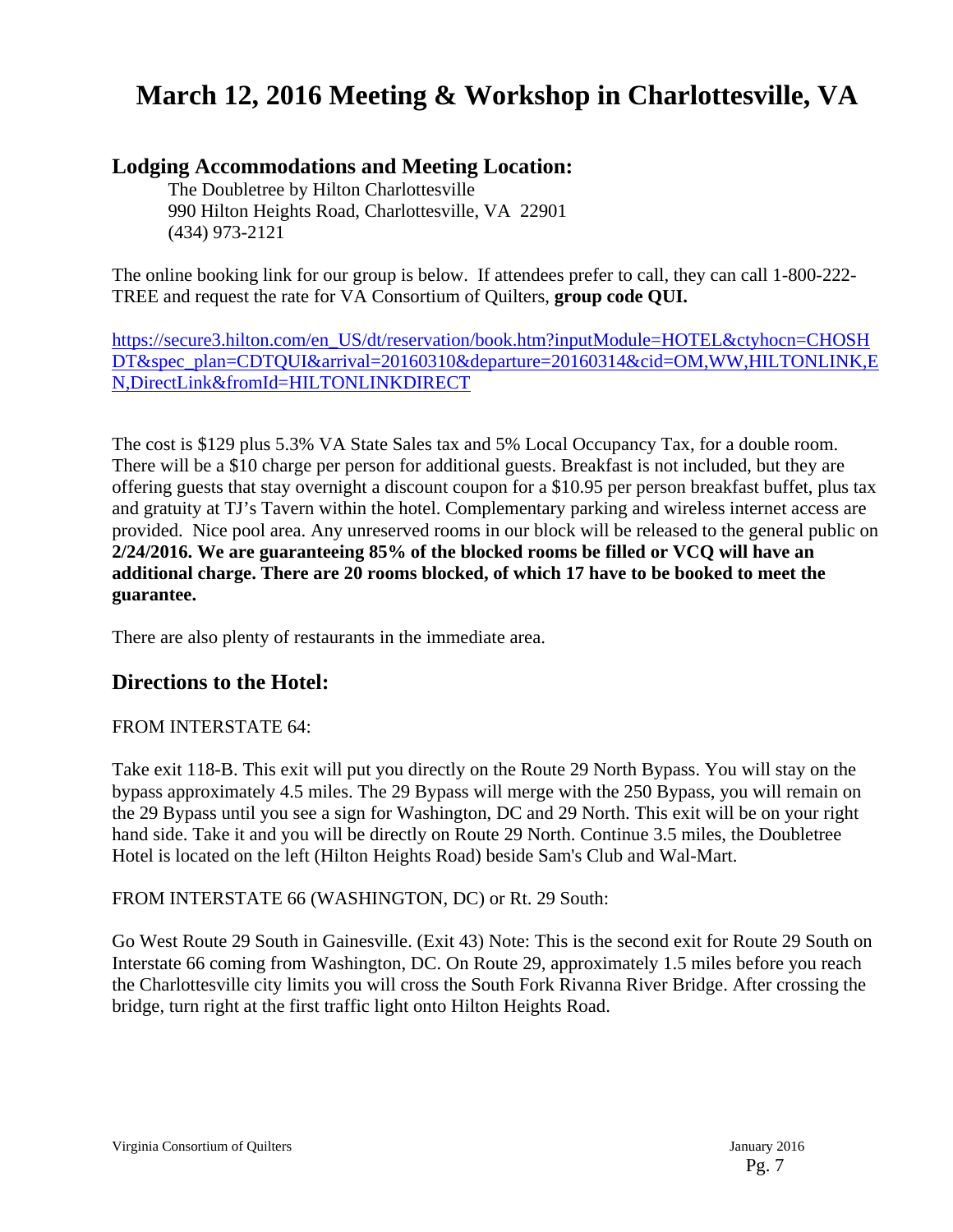# March 12, 2016 Meeting & Workshop in Charlottesville, VA

## Lodging Accommodations and Meeting Location:

The Doubletree by Hilton Charlottesville
990 Hilton Heights Road, Charlottesville, VA 22901
(434) 973-2121

The online booking link for our group is below. If attendees prefer to call, they can call 1-800-222-TREE and request the rate for VA Consortium of Quilters, **group code QUI.**

https://secure3.hilton.com/en_US/dt/reservation/book.htm?inputModule=HOTEL&ctyhocn=CHOSHDT&spec_plan=CDTQUI&arrival=20160310&departure=20160314&cid=OM,WW,HILTONLINK,EN,DirectLink&fromId=HILTONLINKDIRECT

The cost is $129 plus 5.3% VA State Sales tax and 5% Local Occupancy Tax, for a double room. There will be a $10 charge per person for additional guests. Breakfast is not included, but they are offering guests that stay overnight a discount coupon for a $10.95 per person breakfast buffet, plus tax and gratuity at TJ's Tavern within the hotel. Complementary parking and wireless internet access are provided. Nice pool area. Any unreserved rooms in our block will be released to the general public on **2/24/2016. We are guaranteeing 85% of the blocked rooms be filled or VCQ will have an additional charge. There are 20 rooms blocked, of which 17 have to be booked to meet the guarantee.**

There are also plenty of restaurants in the immediate area.

## Directions to the Hotel:

FROM INTERSTATE 64:

Take exit 118-B. This exit will put you directly on the Route 29 North Bypass. You will stay on the bypass approximately 4.5 miles. The 29 Bypass will merge with the 250 Bypass, you will remain on the 29 Bypass until you see a sign for Washington, DC and 29 North. This exit will be on your right hand side. Take it and you will be directly on Route 29 North. Continue 3.5 miles, the Doubletree Hotel is located on the left (Hilton Heights Road) beside Sam's Club and Wal-Mart.

FROM INTERSTATE 66 (WASHINGTON, DC) or Rt. 29 South:

Go West Route 29 South in Gainesville. (Exit 43) Note: This is the second exit for Route 29 South on Interstate 66 coming from Washington, DC. On Route 29, approximately 1.5 miles before you reach the Charlottesville city limits you will cross the South Fork Rivanna River Bridge. After crossing the bridge, turn right at the first traffic light onto Hilton Heights Road.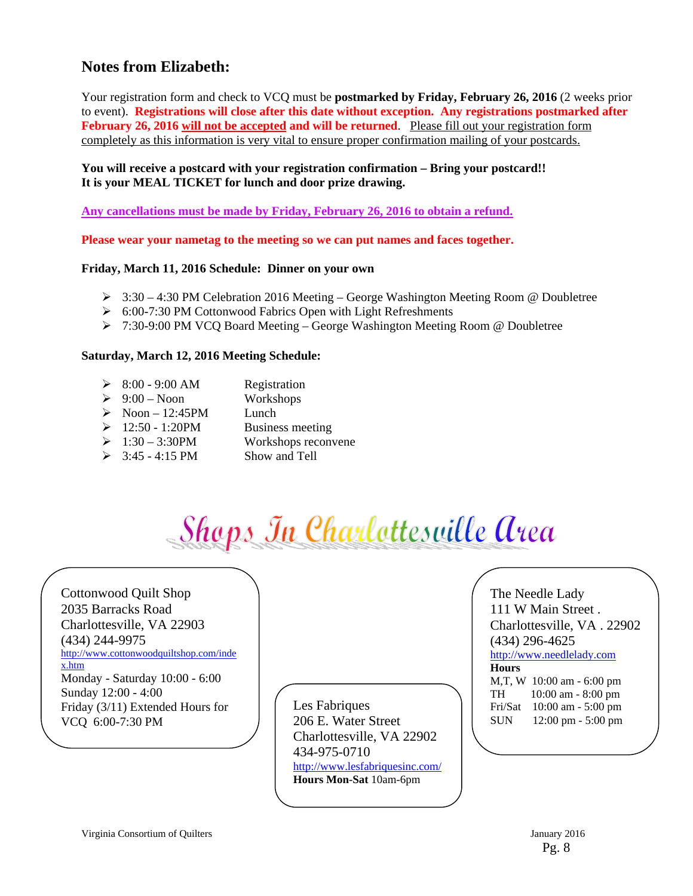## Notes from Elizabeth:

Your registration form and check to VCQ must be **postmarked by Friday, February 26, 2016** (2 weeks prior to event). **Registrations will close after this date without exception. Any registrations postmarked after February 26, 2016 will not be accepted and will be returned**. Please fill out your registration form completely as this information is very vital to ensure proper confirmation mailing of your postcards.

**You will receive a postcard with your registration confirmation – Bring your postcard!!**
**It is your MEAL TICKET for lunch and door prize drawing.**

**Any cancellations must be made by Friday, February 26, 2016 to obtain a refund.**

**Please wear your nametag to the meeting so we can put names and faces together.**

**Friday, March 11, 2016 Schedule: Dinner on your own**

- 3:30 – 4:30 PM Celebration 2016 Meeting – George Washington Meeting Room @ Doubletree
- 6:00-7:30 PM Cottonwood Fabrics Open with Light Refreshments
- 7:30-9:00 PM VCQ Board Meeting – George Washington Meeting Room @ Doubletree

**Saturday, March 12, 2016 Meeting Schedule:**

- 8:00 - 9:00 AM — Registration
- 9:00 – Noon — Workshops
- Noon – 12:45PM — Lunch
- 12:50 - 1:20PM — Business meeting
- 1:30 – 3:30PM — Workshops reconvene
- 3:45 - 4:15 PM — Show and Tell

## Shops In Charlottesville Area

Cottonwood Quilt Shop
2035 Barracks Road
Charlottesville, VA 22903
(434) 244-9975
http://www.cottonwoodquiltshop.com/index.htm
Monday - Saturday 10:00 - 6:00
Sunday 12:00 - 4:00
Friday (3/11) Extended Hours for VCQ 6:00-7:30 PM

Les Fabriques
206 E. Water Street
Charlottesville, VA 22902
434-975-0710
http://www.lesfabriquesinc.com/
**Hours Mon-Sat** 10am-6pm

The Needle Lady
111 W Main Street .
Charlottesville, VA . 22902
(434) 296-4625
http://www.needlelady.com
**Hours**
M,T, W 10:00 am - 6:00 pm
TH 10:00 am - 8:00 pm
Fri/Sat 10:00 am - 5:00 pm
SUN 12:00 pm - 5:00 pm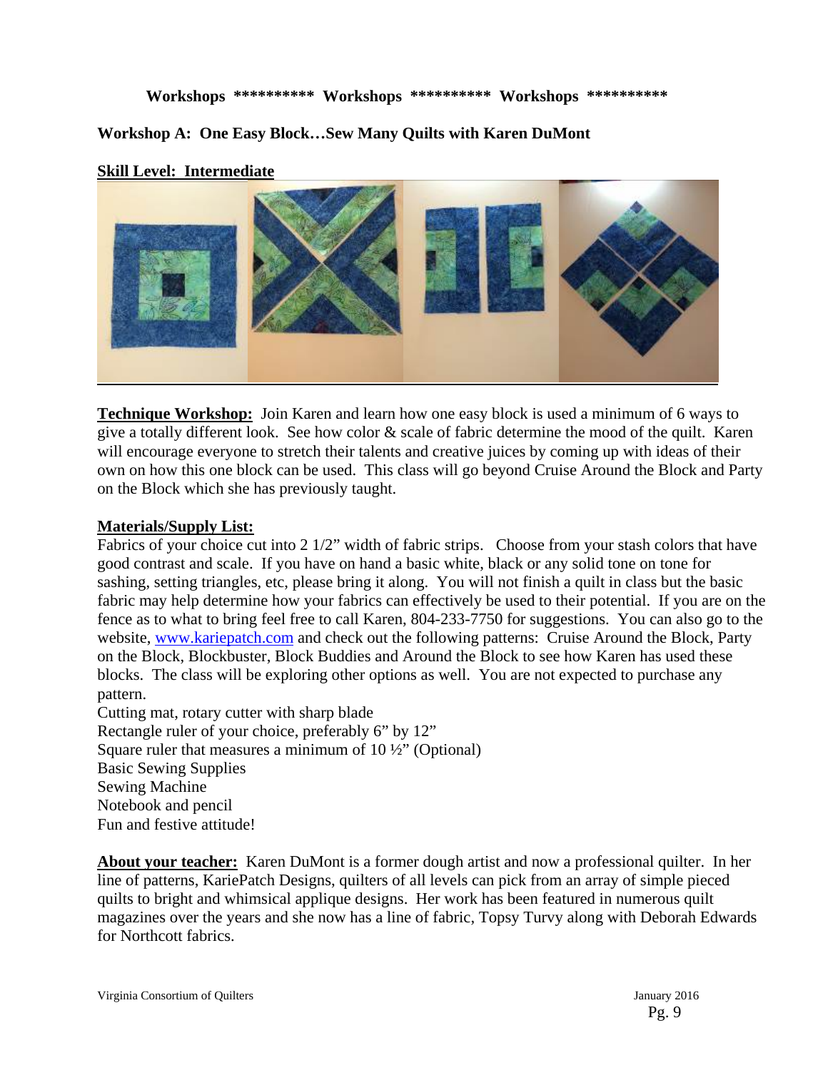**Workshops ********** Workshops ********** Workshops **********

## Workshop A: One Easy Block…Sew Many Quilts with Karen DuMont

**Skill Level: Intermediate**

**Technique Workshop:** Join Karen and learn how one easy block is used a minimum of 6 ways to give a totally different look. See how color & scale of fabric determine the mood of the quilt. Karen will encourage everyone to stretch their talents and creative juices by coming up with ideas of their own on how this one block can be used. This class will go beyond Cruise Around the Block and Party on the Block which she has previously taught.

**Materials/Supply List:**

Fabrics of your choice cut into 2 1/2" width of fabric strips. Choose from your stash colors that have good contrast and scale. If you have on hand a basic white, black or any solid tone on tone for sashing, setting triangles, etc, please bring it along. You will not finish a quilt in class but the basic fabric may help determine how your fabrics can effectively be used to their potential. If you are on the fence as to what to bring feel free to call Karen, 804-233-7750 for suggestions. You can also go to the website, www.kariepatch.com and check out the following patterns: Cruise Around the Block, Party on the Block, Blockbuster, Block Buddies and Around the Block to see how Karen has used these blocks. The class will be exploring other options as well. You are not expected to purchase any pattern.

Cutting mat, rotary cutter with sharp blade
Rectangle ruler of your choice, preferably 6" by 12"
Square ruler that measures a minimum of 10 ½" (Optional)
Basic Sewing Supplies
Sewing Machine
Notebook and pencil
Fun and festive attitude!

**About your teacher:** Karen DuMont is a former dough artist and now a professional quilter. In her line of patterns, KariePatch Designs, quilters of all levels can pick from an array of simple pieced quilts to bright and whimsical applique designs. Her work has been featured in numerous quilt magazines over the years and she now has a line of fabric, Topsy Turvy along with Deborah Edwards for Northcott fabrics.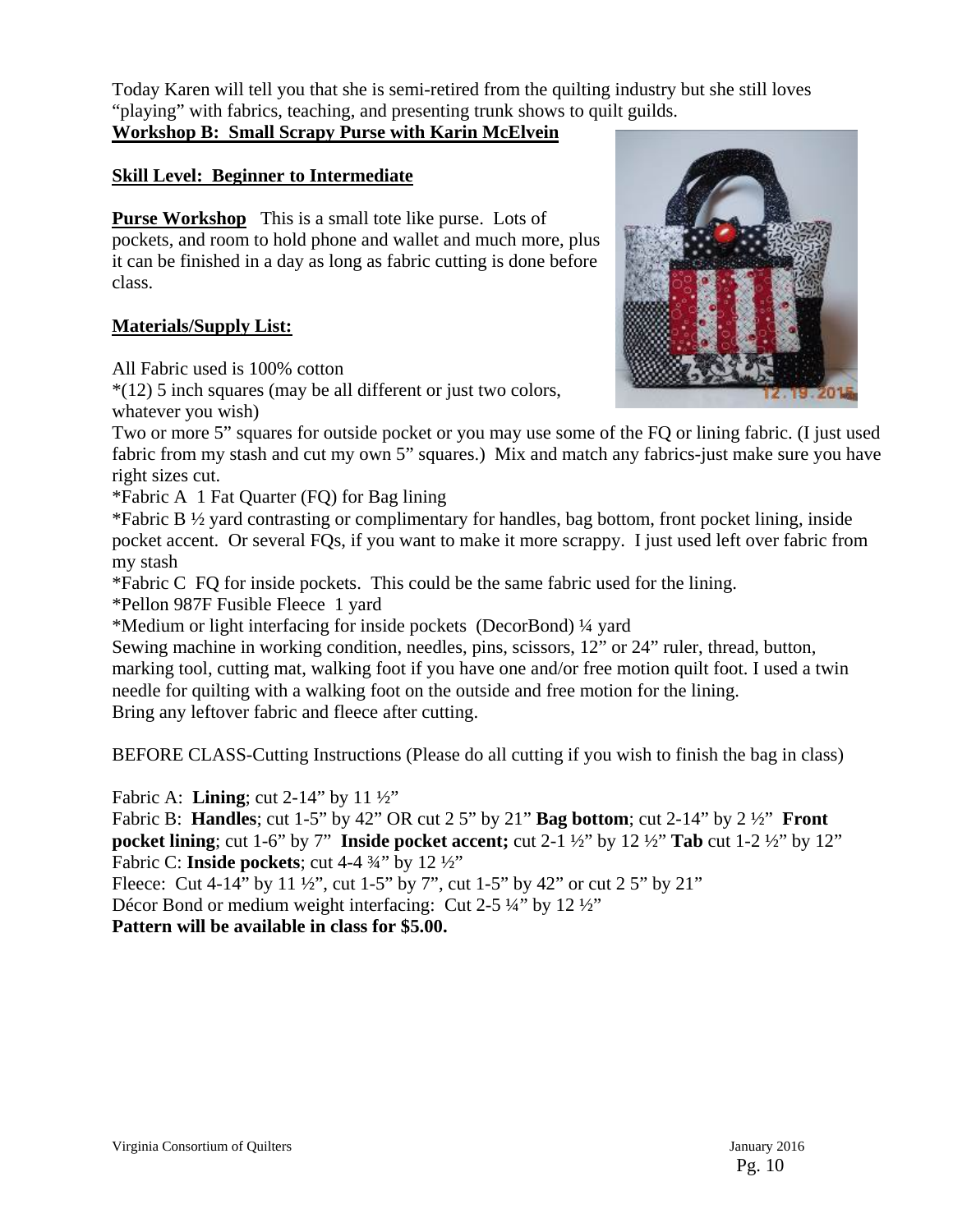Today Karen will tell you that she is semi-retired from the quilting industry but she still loves "playing" with fabrics, teaching, and presenting trunk shows to quilt guilds.

**Workshop B: Small Scrapy Purse with Karin McElvein**

**Skill Level: Beginner to Intermediate**

**Purse Workshop** This is a small tote like purse. Lots of pockets, and room to hold phone and wallet and much more, plus it can be finished in a day as long as fabric cutting is done before class.

**Materials/Supply List:**

All Fabric used is 100% cotton

*(12) 5 inch squares (may be all different or just two colors, whatever you wish)

Two or more 5" squares for outside pocket or you may use some of the FQ or lining fabric. (I just used fabric from my stash and cut my own 5" squares.) Mix and match any fabrics-just make sure you have right sizes cut.

*Fabric A 1 Fat Quarter (FQ) for Bag lining

*Fabric B ½ yard contrasting or complimentary for handles, bag bottom, front pocket lining, inside pocket accent. Or several FQs, if you want to make it more scrappy. I just used left over fabric from my stash

*Fabric C FQ for inside pockets. This could be the same fabric used for the lining.

*Pellon 987F Fusible Fleece 1 yard

*Medium or light interfacing for inside pockets (DecorBond) ¼ yard

Sewing machine in working condition, needles, pins, scissors, 12" or 24" ruler, thread, button, marking tool, cutting mat, walking foot if you have one and/or free motion quilt foot. I used a twin needle for quilting with a walking foot on the outside and free motion for the lining.

Bring any leftover fabric and fleece after cutting.

BEFORE CLASS-Cutting Instructions (Please do all cutting if you wish to finish the bag in class)

Fabric A: **Lining**; cut 2-14" by 11 ½"

Fabric B: **Handles**; cut 1-5" by 42" OR cut 2 5" by 21" **Bag bottom**; cut 2-14" by 2 ½" **Front pocket lining**; cut 1-6" by 7" **Inside pocket accent;** cut 2-1 ½" by 12 ½" **Tab** cut 1-2 ½" by 12"

Fabric C: **Inside pockets**; cut 4-4 ¾" by 12 ½"

Fleece: Cut 4-14" by 11 ½", cut 1-5" by 7", cut 1-5" by 42" or cut 2 5" by 21"

Décor Bond or medium weight interfacing: Cut 2-5 ¼" by 12 ½"

**Pattern will be available in class for $5.00.**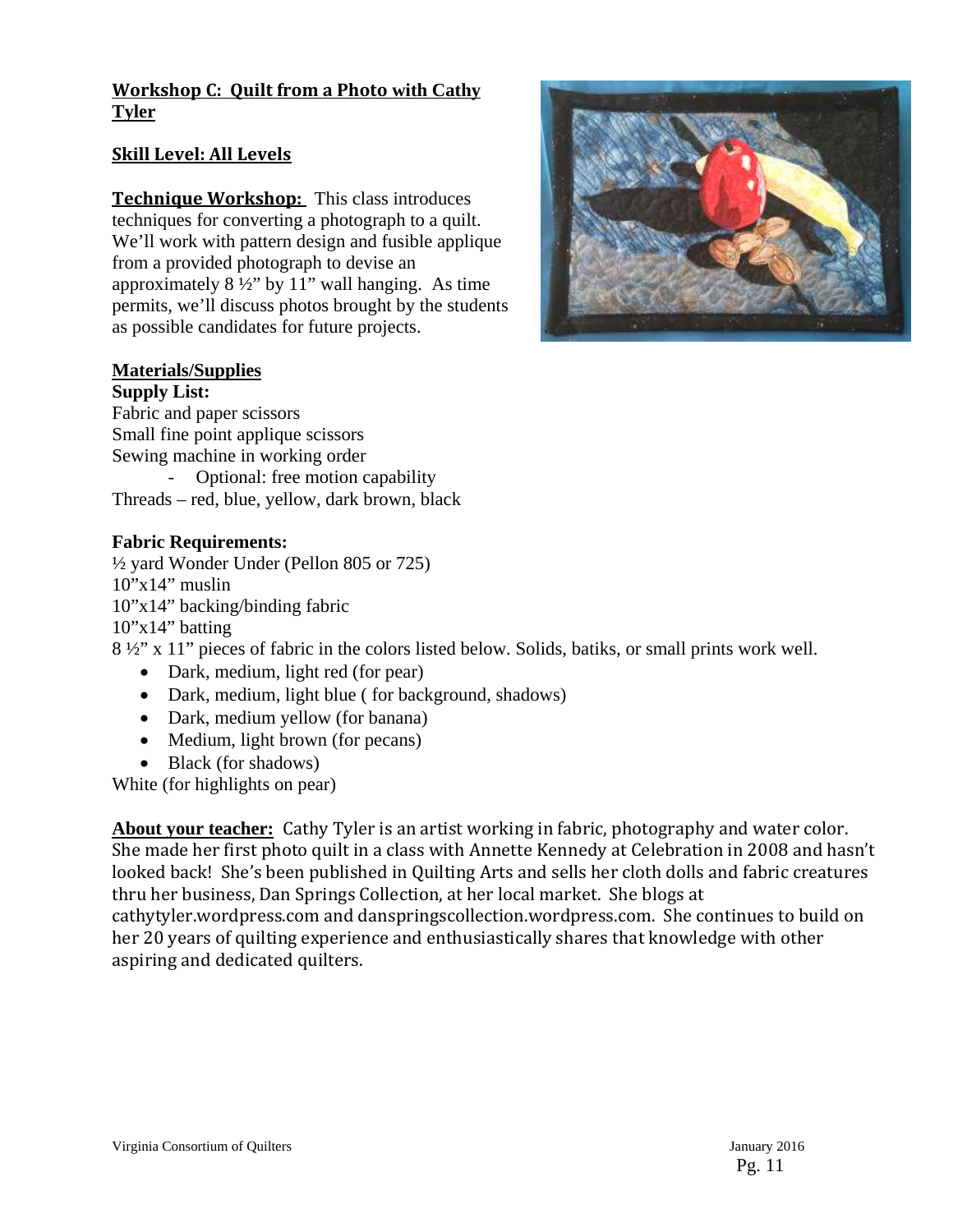## Workshop C: Quilt from a Photo with Cathy Tyler

**Skill Level: All Levels**

**Technique Workshop:** This class introduces techniques for converting a photograph to a quilt. We'll work with pattern design and fusible applique from a provided photograph to devise an approximately 8 ½" by 11" wall hanging. As time permits, we'll discuss photos brought by the students as possible candidates for future projects.

**Materials/Supplies**

**Supply List:**

Fabric and paper scissors
Small fine point applique scissors
Sewing machine in working order
- Optional: free motion capability

Threads – red, blue, yellow, dark brown, black

**Fabric Requirements:**

½ yard Wonder Under (Pellon 805 or 725)
10"x14" muslin
10"x14" backing/binding fabric
10"x14" batting
8 ½" x 11" pieces of fabric in the colors listed below. Solids, batiks, or small prints work well.

- Dark, medium, light red (for pear)
- Dark, medium, light blue ( for background, shadows)
- Dark, medium yellow (for banana)
- Medium, light brown (for pecans)
- Black (for shadows)

White (for highlights on pear)

**About your teacher:** Cathy Tyler is an artist working in fabric, photography and water color. She made her first photo quilt in a class with Annette Kennedy at Celebration in 2008 and hasn't looked back! She's been published in Quilting Arts and sells her cloth dolls and fabric creatures thru her business, Dan Springs Collection, at her local market. She blogs at cathytyler.wordpress.com and danspringscollection.wordpress.com. She continues to build on her 20 years of quilting experience and enthusiastically shares that knowledge with other aspiring and dedicated quilters.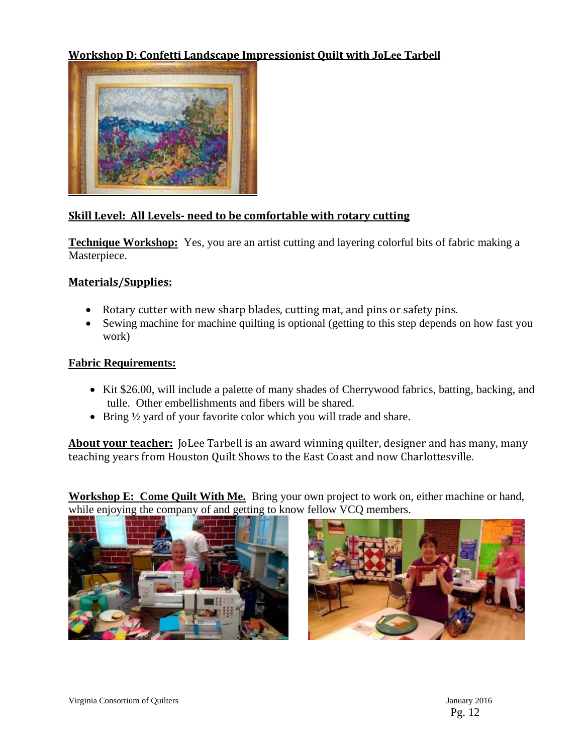**Workshop D: Confetti Landscape Impressionist Quilt with JoLee Tarbell**

**Skill Level: All Levels- need to be comfortable with rotary cutting**

**Technique Workshop:** Yes, you are an artist cutting and layering colorful bits of fabric making a Masterpiece.

**Materials/Supplies:**

- Rotary cutter with new sharp blades, cutting mat, and pins or safety pins.
- Sewing machine for machine quilting is optional (getting to this step depends on how fast you work)

**Fabric Requirements:**

- Kit $26.00, will include a palette of many shades of Cherrywood fabrics, batting, backing, and tulle. Other embellishments and fibers will be shared.
- Bring ½ yard of your favorite color which you will trade and share.

**About your teacher:** JoLee Tarbell is an award winning quilter, designer and has many, many teaching years from Houston Quilt Shows to the East Coast and now Charlottesville.

**Workshop E: Come Quilt With Me.** Bring your own project to work on, either machine or hand, while enjoying the company of and getting to know fellow VCQ members.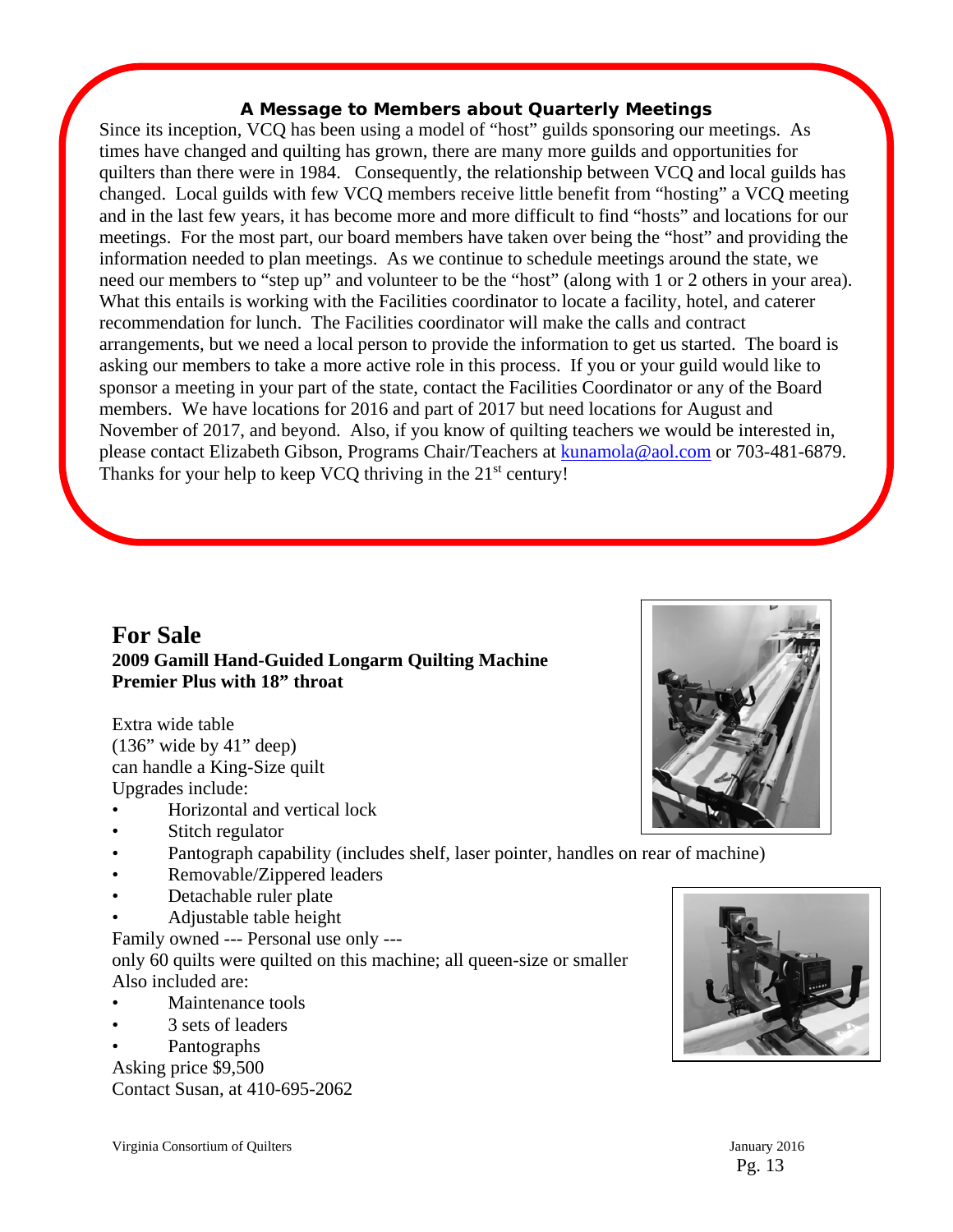### A Message to Members about Quarterly Meetings

Since its inception, VCQ has been using a model of "host" guilds sponsoring our meetings. As times have changed and quilting has grown, there are many more guilds and opportunities for quilters than there were in 1984. Consequently, the relationship between VCQ and local guilds has changed. Local guilds with few VCQ members receive little benefit from "hosting" a VCQ meeting and in the last few years, it has become more and more difficult to find "hosts" and locations for our meetings. For the most part, our board members have taken over being the "host" and providing the information needed to plan meetings. As we continue to schedule meetings around the state, we need our members to "step up" and volunteer to be the "host" (along with 1 or 2 others in your area). What this entails is working with the Facilities coordinator to locate a facility, hotel, and caterer recommendation for lunch. The Facilities coordinator will make the calls and contract arrangements, but we need a local person to provide the information to get us started. The board is asking our members to take a more active role in this process. If you or your guild would like to sponsor a meeting in your part of the state, contact the Facilities Coordinator or any of the Board members. We have locations for 2016 and part of 2017 but need locations for August and November of 2017, and beyond. Also, if you know of quilting teachers we would be interested in, please contact Elizabeth Gibson, Programs Chair/Teachers at kunamola@aol.com or 703-481-6879. Thanks for your help to keep VCQ thriving in the 21st century!

## For Sale

**2009 Gamill Hand-Guided Longarm Quilting Machine**
**Premier Plus with 18" throat**

Extra wide table
(136" wide by 41" deep)
can handle a King-Size quilt
Upgrades include:

- Horizontal and vertical lock
- Stitch regulator
- Pantograph capability (includes shelf, laser pointer, handles on rear of machine)
- Removable/Zippered leaders
- Detachable ruler plate
- Adjustable table height

Family owned --- Personal use only ---
only 60 quilts were quilted on this machine; all queen-size or smaller
Also included are:

- Maintenance tools
- 3 sets of leaders
- Pantographs

Asking price $9,500
Contact Susan, at 410-695-2062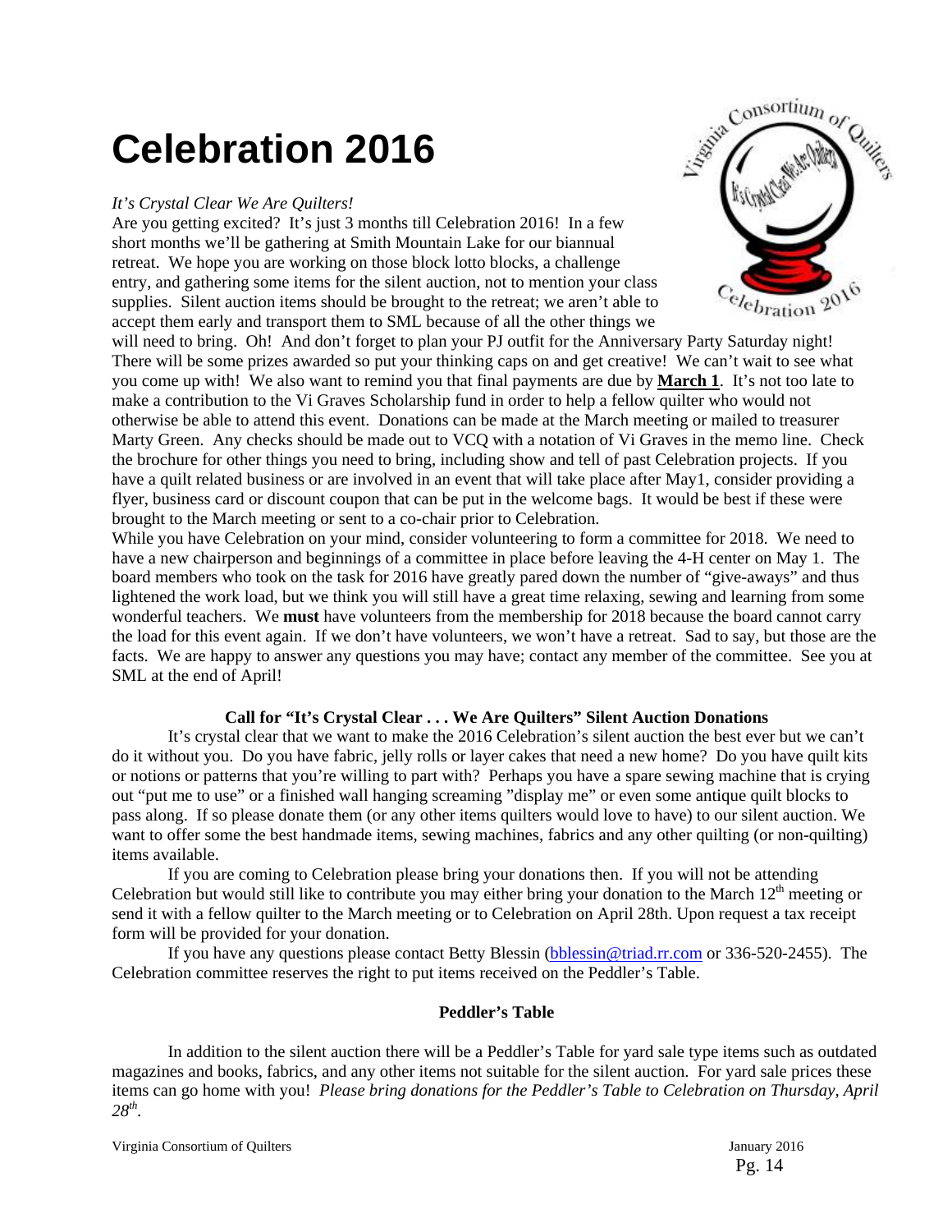# Celebration 2016

*It's Crystal Clear We Are Quilters!*

Are you getting excited? It's just 3 months till Celebration 2016! In a few short months we'll be gathering at Smith Mountain Lake for our biannual retreat. We hope you are working on those block lotto blocks, a challenge entry, and gathering some items for the silent auction, not to mention your class supplies. Silent auction items should be brought to the retreat; we aren't able to accept them early and transport them to SML because of all the other things we will need to bring. Oh! And don't forget to plan your PJ outfit for the Anniversary Party Saturday night! There will be some prizes awarded so put your thinking caps on and get creative! We can't wait to see what you come up with! We also want to remind you that final payments are due by **March 1**. It's not too late to make a contribution to the Vi Graves Scholarship fund in order to help a fellow quilter who would not otherwise be able to attend this event. Donations can be made at the March meeting or mailed to treasurer Marty Green. Any checks should be made out to VCQ with a notation of Vi Graves in the memo line. Check the brochure for other things you need to bring, including show and tell of past Celebration projects. If you have a quilt related business or are involved in an event that will take place after May1, consider providing a flyer, business card or discount coupon that can be put in the welcome bags. It would be best if these were brought to the March meeting or sent to a co-chair prior to Celebration.

While you have Celebration on your mind, consider volunteering to form a committee for 2018. We need to have a new chairperson and beginnings of a committee in place before leaving the 4-H center on May 1. The board members who took on the task for 2016 have greatly pared down the number of "give-aways" and thus lightened the work load, but we think you will still have a great time relaxing, sewing and learning from some wonderful teachers. We **must** have volunteers from the membership for 2018 because the board cannot carry the load for this event again. If we don't have volunteers, we won't have a retreat. Sad to say, but those are the facts. We are happy to answer any questions you may have; contact any member of the committee. See you at SML at the end of April!

**Call for "It's Crystal Clear . . . We Are Quilters" Silent Auction Donations**

It's crystal clear that we want to make the 2016 Celebration's silent auction the best ever but we can't do it without you. Do you have fabric, jelly rolls or layer cakes that need a new home? Do you have quilt kits or notions or patterns that you're willing to part with? Perhaps you have a spare sewing machine that is crying out "put me to use" or a finished wall hanging screaming "display me" or even some antique quilt blocks to pass along. If so please donate them (or any other items quilters would love to have) to our silent auction. We want to offer some the best handmade items, sewing machines, fabrics and any other quilting (or non-quilting) items available.

If you are coming to Celebration please bring your donations then. If you will not be attending Celebration but would still like to contribute you may either bring your donation to the March 12th meeting or send it with a fellow quilter to the March meeting or to Celebration on April 28th. Upon request a tax receipt form will be provided for your donation.

If you have any questions please contact Betty Blessin (bblessin@triad.rr.com or 336-520-2455). The Celebration committee reserves the right to put items received on the Peddler's Table.

**Peddler's Table**

In addition to the silent auction there will be a Peddler's Table for yard sale type items such as outdated magazines and books, fabrics, and any other items not suitable for the silent auction. For yard sale prices these items can go home with you! *Please bring donations for the Peddler's Table to Celebration on Thursday, April 28th.*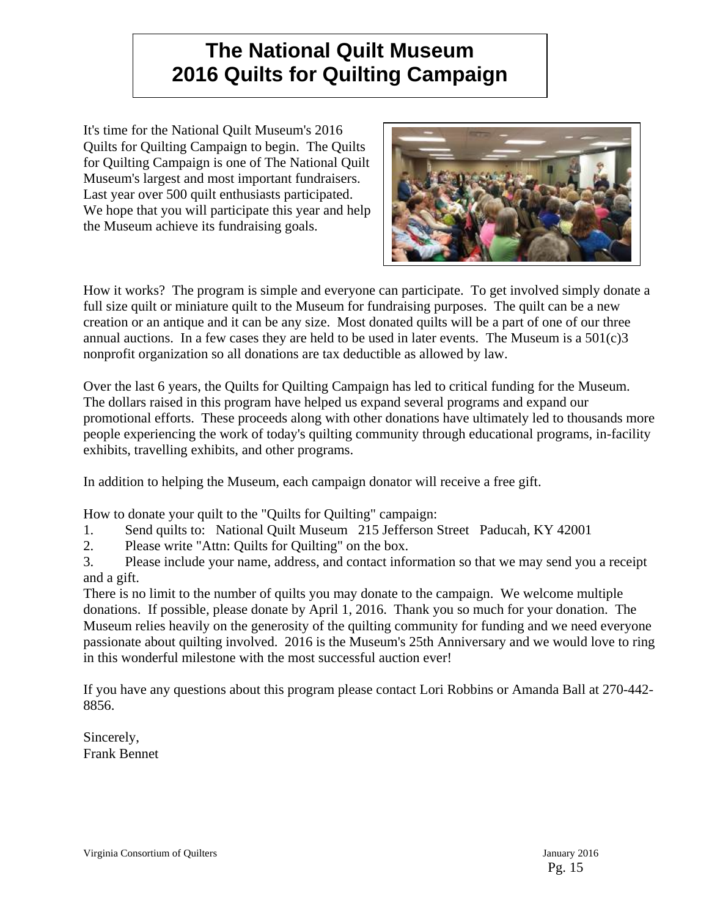# The National Quilt Museum
# 2016 Quilts for Quilting Campaign

It's time for the National Quilt Museum's 2016 Quilts for Quilting Campaign to begin. The Quilts for Quilting Campaign is one of The National Quilt Museum's largest and most important fundraisers. Last year over 500 quilt enthusiasts participated. We hope that you will participate this year and help the Museum achieve its fundraising goals.

How it works? The program is simple and everyone can participate. To get involved simply donate a full size quilt or miniature quilt to the Museum for fundraising purposes. The quilt can be a new creation or an antique and it can be any size. Most donated quilts will be a part of one of our three annual auctions. In a few cases they are held to be used in later events. The Museum is a 501(c)3 nonprofit organization so all donations are tax deductible as allowed by law.

Over the last 6 years, the Quilts for Quilting Campaign has led to critical funding for the Museum. The dollars raised in this program have helped us expand several programs and expand our promotional efforts. These proceeds along with other donations have ultimately led to thousands more people experiencing the work of today's quilting community through educational programs, in-facility exhibits, travelling exhibits, and other programs.

In addition to helping the Museum, each campaign donator will receive a free gift.

How to donate your quilt to the "Quilts for Quilting" campaign:

1. Send quilts to: National Quilt Museum 215 Jefferson Street Paducah, KY 42001
2. Please write "Attn: Quilts for Quilting" on the box.
3. Please include your name, address, and contact information so that we may send you a receipt and a gift.

There is no limit to the number of quilts you may donate to the campaign. We welcome multiple donations. If possible, please donate by April 1, 2016. Thank you so much for your donation. The Museum relies heavily on the generosity of the quilting community for funding and we need everyone passionate about quilting involved. 2016 is the Museum's 25th Anniversary and we would love to ring in this wonderful milestone with the most successful auction ever!

If you have any questions about this program please contact Lori Robbins or Amanda Ball at 270-442-8856.

Sincerely,
Frank Bennet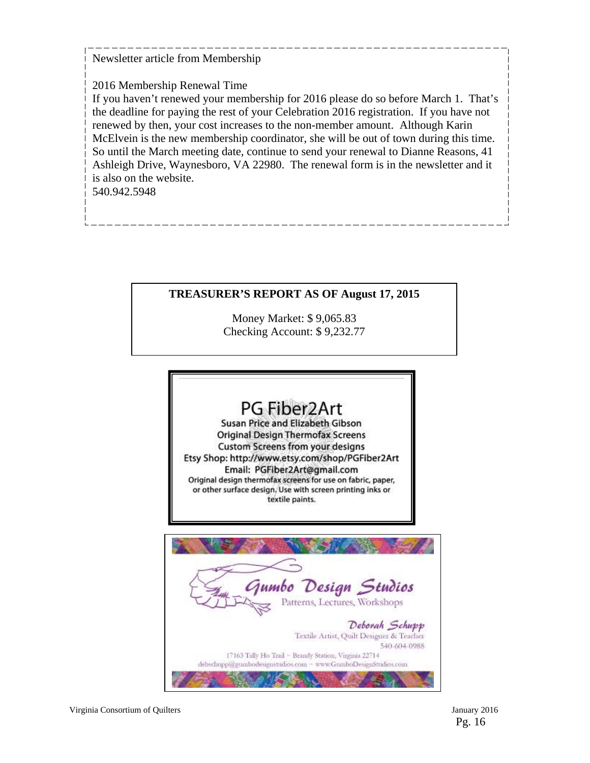Newsletter article from Membership

2016 Membership Renewal Time

If you haven't renewed your membership for 2016 please do so before March 1. That's the deadline for paying the rest of your Celebration 2016 registration. If you have not renewed by then, your cost increases to the non-member amount. Although Karin McElvein is the new membership coordinator, she will be out of town during this time. So until the March meeting date, continue to send your renewal to Dianne Reasons, 41 Ashleigh Drive, Waynesboro, VA 22980. The renewal form is in the newsletter and it is also on the website.

540.942.5948

**TREASURER'S REPORT AS OF August 17, 2015**

Money Market: $ 9,065.83

Checking Account: $ 9,232.77

PG Fiber2Art

Susan Price and Elizabeth Gibson

Original Design Thermofax Screens

Custom Screens from your designs

Etsy Shop: http://www.etsy.com/shop/PGFiber2Art

Email: PGFiber2Art@gmail.com

Original design thermofax screens for use on fabric, paper, or other surface design. Use with screen printing inks or textile paints.

Gumbo Design Studios

Patterns, Lectures, Workshops

Deborah Schupp

Textile Artist, Quilt Designer & Teacher

540-604-0988

17163 Tally Ho Trail ~ Brandy Station, Virginia 22714

debschupp@gumbodesignstudios.com ~ www.GumboDesignStudios.com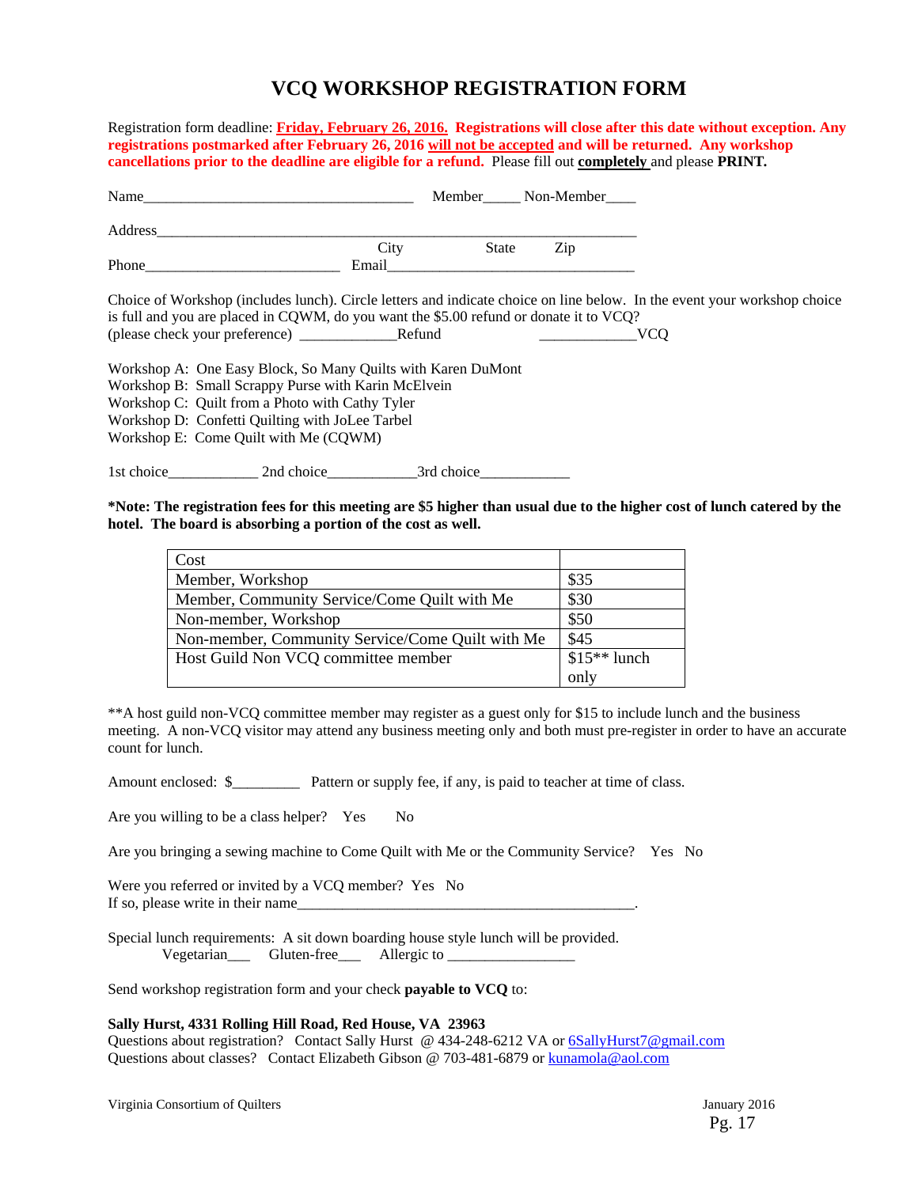# VCQ WORKSHOP REGISTRATION FORM

Registration form deadline: **Friday, February 26, 2016.** **Registrations will close after this date without exception. Any registrations postmarked after February 26, 2016 will not be accepted and will be returned. Any workshop cancellations prior to the deadline are eligible for a refund.** Please fill out **completely** and please **PRINT.**

Name_____________________________________ Member_____ Non-Member____

Address_____________________________________________________________________

City State Zip

Phone___________________________ Email__________________________________

Choice of Workshop (includes lunch). Circle letters and indicate choice on line below. In the event your workshop choice is full and you are placed in CQWM, do you want the $5.00 refund or donate it to VCQ?
(please check your preference) _____________Refund _____________VCQ

Workshop A: One Easy Block, So Many Quilts with Karen DuMont
Workshop B: Small Scrappy Purse with Karin McElvein
Workshop C: Quilt from a Photo with Cathy Tyler
Workshop D: Confetti Quilting with JoLee Tarbel
Workshop E: Come Quilt with Me (CQWM)

1st choice____________ 2nd choice____________3rd choice____________

**\*Note: The registration fees for this meeting are $5 higher than usual due to the higher cost of lunch catered by the hotel. The board is absorbing a portion of the cost as well.**

| Cost | |
|---|---|
| Member, Workshop | $35 |
| Member, Community Service/Come Quilt with Me | $30 |
| Non-member, Workshop | $50 |
| Non-member, Community Service/Come Quilt with Me | $45 |
| Host Guild Non VCQ committee member | $15** lunch only |

**A host guild non-VCQ committee member may register as a guest only for $15 to include lunch and the business meeting. A non-VCQ visitor may attend any business meeting only and both must pre-register in order to have an accurate count for lunch.

Amount enclosed: $_________ Pattern or supply fee, if any, is paid to teacher at time of class.

Are you willing to be a class helper? Yes No

Are you bringing a sewing machine to Come Quilt with Me or the Community Service? Yes No

Were you referred or invited by a VCQ member? Yes No
If so, please write in their name_______________________________________________.

Special lunch requirements: A sit down boarding house style lunch will be provided.
Vegetarian___ Gluten-free___ Allergic to _________________

Send workshop registration form and your check **payable to VCQ** to:

**Sally Hurst, 4331 Rolling Hill Road, Red House, VA 23963**
Questions about registration? Contact Sally Hurst @ 434-248-6212 VA or 6SallyHurst7@gmail.com
Questions about classes? Contact Elizabeth Gibson @ 703-481-6879 or kunamola@aol.com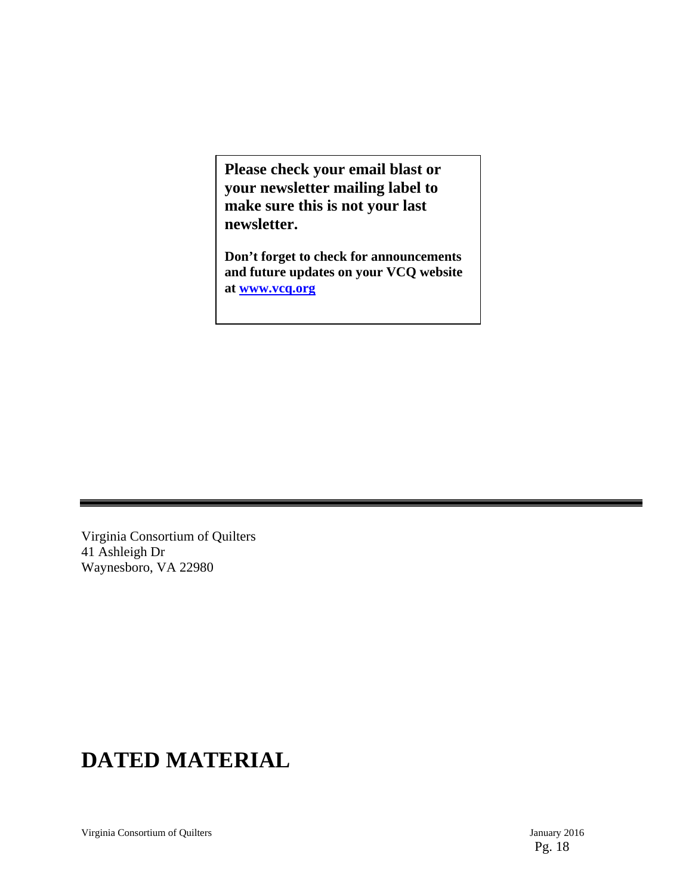**Please check your email blast or your newsletter mailing label to make sure this is not your last newsletter.**

**Don't forget to check for announcements and future updates on your VCQ website at [www.vcq.org](http://www.vcq.org)**

---

Virginia Consortium of Quilters
41 Ashleigh Dr
Waynesboro, VA 22980

# DATED MATERIAL